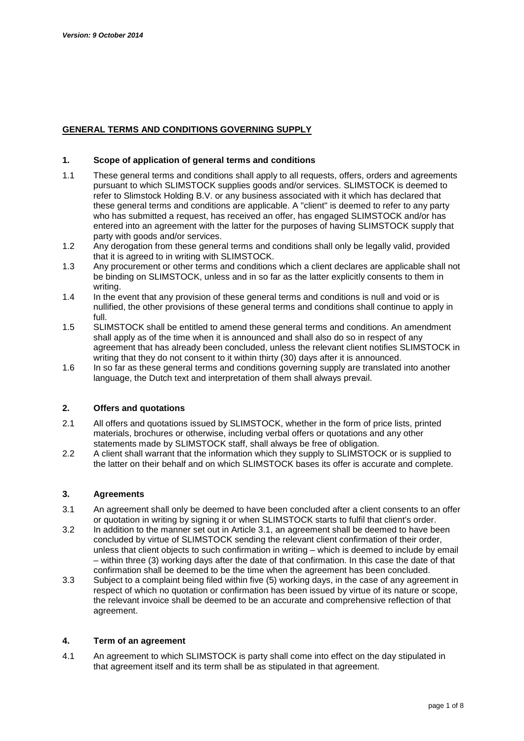*Version: 9 October 2014*

# GENERAL TERMS AND CONDITIONS GOVERNING SUPPLY

## 1. Scope of application of general terms and conditions

1.1 These general terms and conditions shall apply to all requests, offers, orders and agreements pursuant to which SLIMSTOCK supplies goods and/or services. SLIMSTOCK is deemed to refer to Slimstock Holding B.V. or any business associated with it which has declared that these general terms and conditions are applicable. A "client" is deemed to refer to any party who has submitted a request, has received an offer, has engaged SLIMSTOCK and/or has entered into an agreement with the latter for the purposes of having SLIMSTOCK supply that party with goods and/or services.

1.2 Any derogation from these general terms and conditions shall only be legally valid, provided that it is agreed to in writing with SLIMSTOCK.

1.3 Any procurement or other terms and conditions which a client declares are applicable shall not be binding on SLIMSTOCK, unless and in so far as the latter explicitly consents to them in writing.

1.4 In the event that any provision of these general terms and conditions is null and void or is nullified, the other provisions of these general terms and conditions shall continue to apply in full.

1.5 SLIMSTOCK shall be entitled to amend these general terms and conditions. An amendment shall apply as of the time when it is announced and shall also do so in respect of any agreement that has already been concluded, unless the relevant client notifies SLIMSTOCK in writing that they do not consent to it within thirty (30) days after it is announced.

1.6 In so far as these general terms and conditions governing supply are translated into another language, the Dutch text and interpretation of them shall always prevail.

## 2. Offers and quotations

2.1 All offers and quotations issued by SLIMSTOCK, whether in the form of price lists, printed materials, brochures or otherwise, including verbal offers or quotations and any other statements made by SLIMSTOCK staff, shall always be free of obligation.

2.2 A client shall warrant that the information which they supply to SLIMSTOCK or is supplied to the latter on their behalf and on which SLIMSTOCK bases its offer is accurate and complete.

## 3. Agreements

3.1 An agreement shall only be deemed to have been concluded after a client consents to an offer or quotation in writing by signing it or when SLIMSTOCK starts to fulfil that client's order.

3.2 In addition to the manner set out in Article 3.1, an agreement shall be deemed to have been concluded by virtue of SLIMSTOCK sending the relevant client confirmation of their order, unless that client objects to such confirmation in writing – which is deemed to include by email – within three (3) working days after the date of that confirmation. In this case the date of that confirmation shall be deemed to be the time when the agreement has been concluded.

3.3 Subject to a complaint being filed within five (5) working days, in the case of any agreement in respect of which no quotation or confirmation has been issued by virtue of its nature or scope, the relevant invoice shall be deemed to be an accurate and comprehensive reflection of that agreement.

## 4. Term of an agreement

4.1 An agreement to which SLIMSTOCK is party shall come into effect on the day stipulated in that agreement itself and its term shall be as stipulated in that agreement.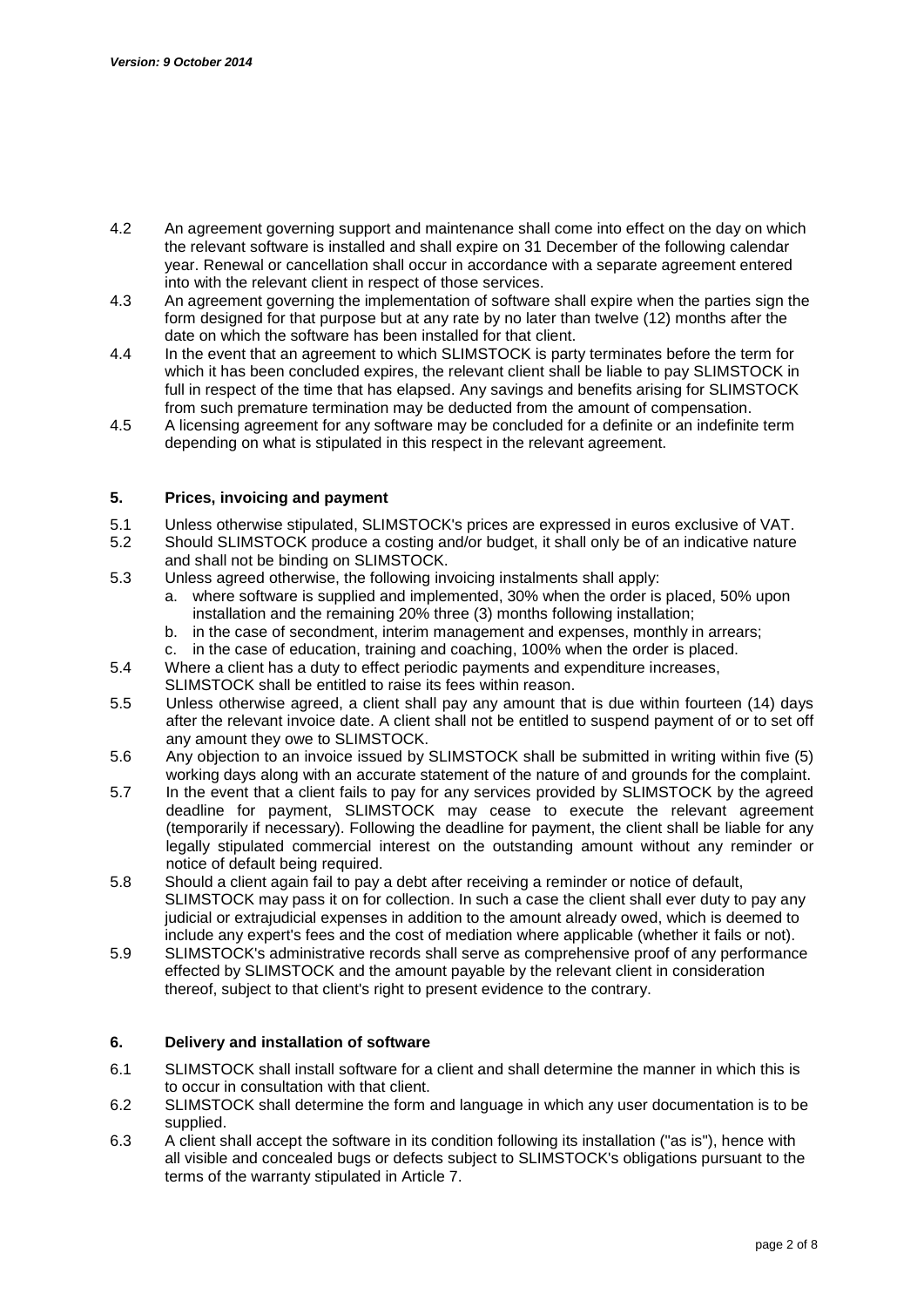4.2 An agreement governing support and maintenance shall come into effect on the day on which the relevant software is installed and shall expire on 31 December of the following calendar year. Renewal or cancellation shall occur in accordance with a separate agreement entered into with the relevant client in respect of those services.

4.3 An agreement governing the implementation of software shall expire when the parties sign the form designed for that purpose but at any rate by no later than twelve (12) months after the date on which the software has been installed for that client.

4.4 In the event that an agreement to which SLIMSTOCK is party terminates before the term for which it has been concluded expires, the relevant client shall be liable to pay SLIMSTOCK in full in respect of the time that has elapsed. Any savings and benefits arising for SLIMSTOCK from such premature termination may be deducted from the amount of compensation.

4.5 A licensing agreement for any software may be concluded for a definite or an indefinite term depending on what is stipulated in this respect in the relevant agreement.

## 5. Prices, invoicing and payment

5.1 Unless otherwise stipulated, SLIMSTOCK's prices are expressed in euros exclusive of VAT.

5.2 Should SLIMSTOCK produce a costing and/or budget, it shall only be of an indicative nature and shall not be binding on SLIMSTOCK.

5.3 Unless agreed otherwise, the following invoicing instalments shall apply:
   a. where software is supplied and implemented, 30% when the order is placed, 50% upon installation and the remaining 20% three (3) months following installation;
   b. in the case of secondment, interim management and expenses, monthly in arrears;
   c. in the case of education, training and coaching, 100% when the order is placed.

5.4 Where a client has a duty to effect periodic payments and expenditure increases, SLIMSTOCK shall be entitled to raise its fees within reason.

5.5 Unless otherwise agreed, a client shall pay any amount that is due within fourteen (14) days after the relevant invoice date. A client shall not be entitled to suspend payment of or to set off any amount they owe to SLIMSTOCK.

5.6 Any objection to an invoice issued by SLIMSTOCK shall be submitted in writing within five (5) working days along with an accurate statement of the nature of and grounds for the complaint.

5.7 In the event that a client fails to pay for any services provided by SLIMSTOCK by the agreed deadline for payment, SLIMSTOCK may cease to execute the relevant agreement (temporarily if necessary). Following the deadline for payment, the client shall be liable for any legally stipulated commercial interest on the outstanding amount without any reminder or notice of default being required.

5.8 Should a client again fail to pay a debt after receiving a reminder or notice of default, SLIMSTOCK may pass it on for collection. In such a case the client shall ever duty to pay any judicial or extrajudicial expenses in addition to the amount already owed, which is deemed to include any expert's fees and the cost of mediation where applicable (whether it fails or not).

5.9 SLIMSTOCK's administrative records shall serve as comprehensive proof of any performance effected by SLIMSTOCK and the amount payable by the relevant client in consideration thereof, subject to that client's right to present evidence to the contrary.

## 6. Delivery and installation of software

6.1 SLIMSTOCK shall install software for a client and shall determine the manner in which this is to occur in consultation with that client.

6.2 SLIMSTOCK shall determine the form and language in which any user documentation is to be supplied.

6.3 A client shall accept the software in its condition following its installation ("as is"), hence with all visible and concealed bugs or defects subject to SLIMSTOCK's obligations pursuant to the terms of the warranty stipulated in Article 7.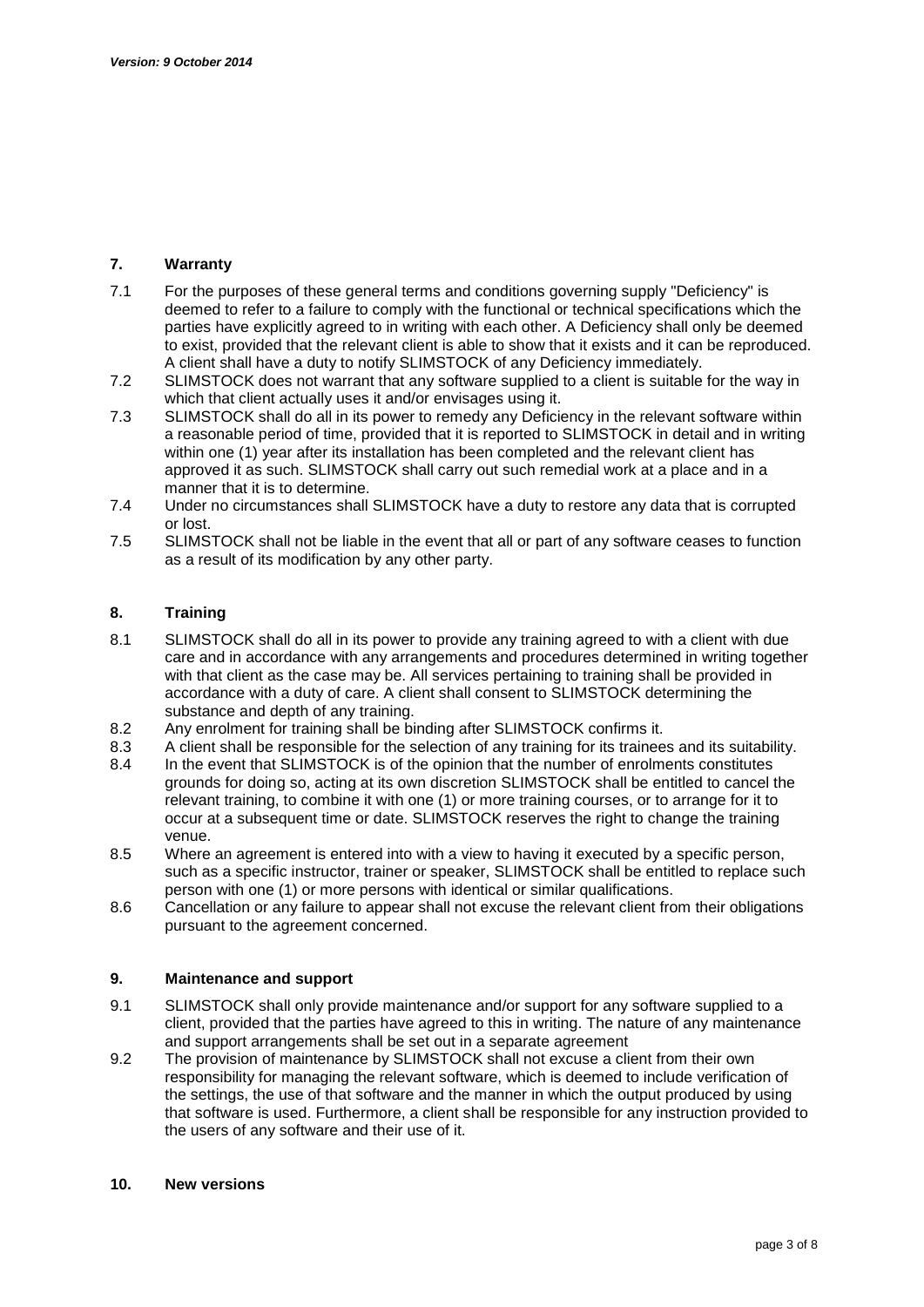## 7. Warranty

7.1 For the purposes of these general terms and conditions governing supply "Deficiency" is deemed to refer to a failure to comply with the functional or technical specifications which the parties have explicitly agreed to in writing with each other. A Deficiency shall only be deemed to exist, provided that the relevant client is able to show that it exists and it can be reproduced. A client shall have a duty to notify SLIMSTOCK of any Deficiency immediately.

7.2 SLIMSTOCK does not warrant that any software supplied to a client is suitable for the way in which that client actually uses it and/or envisages using it.

7.3 SLIMSTOCK shall do all in its power to remedy any Deficiency in the relevant software within a reasonable period of time, provided that it is reported to SLIMSTOCK in detail and in writing within one (1) year after its installation has been completed and the relevant client has approved it as such. SLIMSTOCK shall carry out such remedial work at a place and in a manner that it is to determine.

7.4 Under no circumstances shall SLIMSTOCK have a duty to restore any data that is corrupted or lost.

7.5 SLIMSTOCK shall not be liable in the event that all or part of any software ceases to function as a result of its modification by any other party.

## 8. Training

8.1 SLIMSTOCK shall do all in its power to provide any training agreed to with a client with due care and in accordance with any arrangements and procedures determined in writing together with that client as the case may be. All services pertaining to training shall be provided in accordance with a duty of care. A client shall consent to SLIMSTOCK determining the substance and depth of any training.

8.2 Any enrolment for training shall be binding after SLIMSTOCK confirms it.

8.3 A client shall be responsible for the selection of any training for its trainees and its suitability.

8.4 In the event that SLIMSTOCK is of the opinion that the number of enrolments constitutes grounds for doing so, acting at its own discretion SLIMSTOCK shall be entitled to cancel the relevant training, to combine it with one (1) or more training courses, or to arrange for it to occur at a subsequent time or date. SLIMSTOCK reserves the right to change the training venue.

8.5 Where an agreement is entered into with a view to having it executed by a specific person, such as a specific instructor, trainer or speaker, SLIMSTOCK shall be entitled to replace such person with one (1) or more persons with identical or similar qualifications.

8.6 Cancellation or any failure to appear shall not excuse the relevant client from their obligations pursuant to the agreement concerned.

## 9. Maintenance and support

9.1 SLIMSTOCK shall only provide maintenance and/or support for any software supplied to a client, provided that the parties have agreed to this in writing. The nature of any maintenance and support arrangements shall be set out in a separate agreement

9.2 The provision of maintenance by SLIMSTOCK shall not excuse a client from their own responsibility for managing the relevant software, which is deemed to include verification of the settings, the use of that software and the manner in which the output produced by using that software is used. Furthermore, a client shall be responsible for any instruction provided to the users of any software and their use of it.

## 10. New versions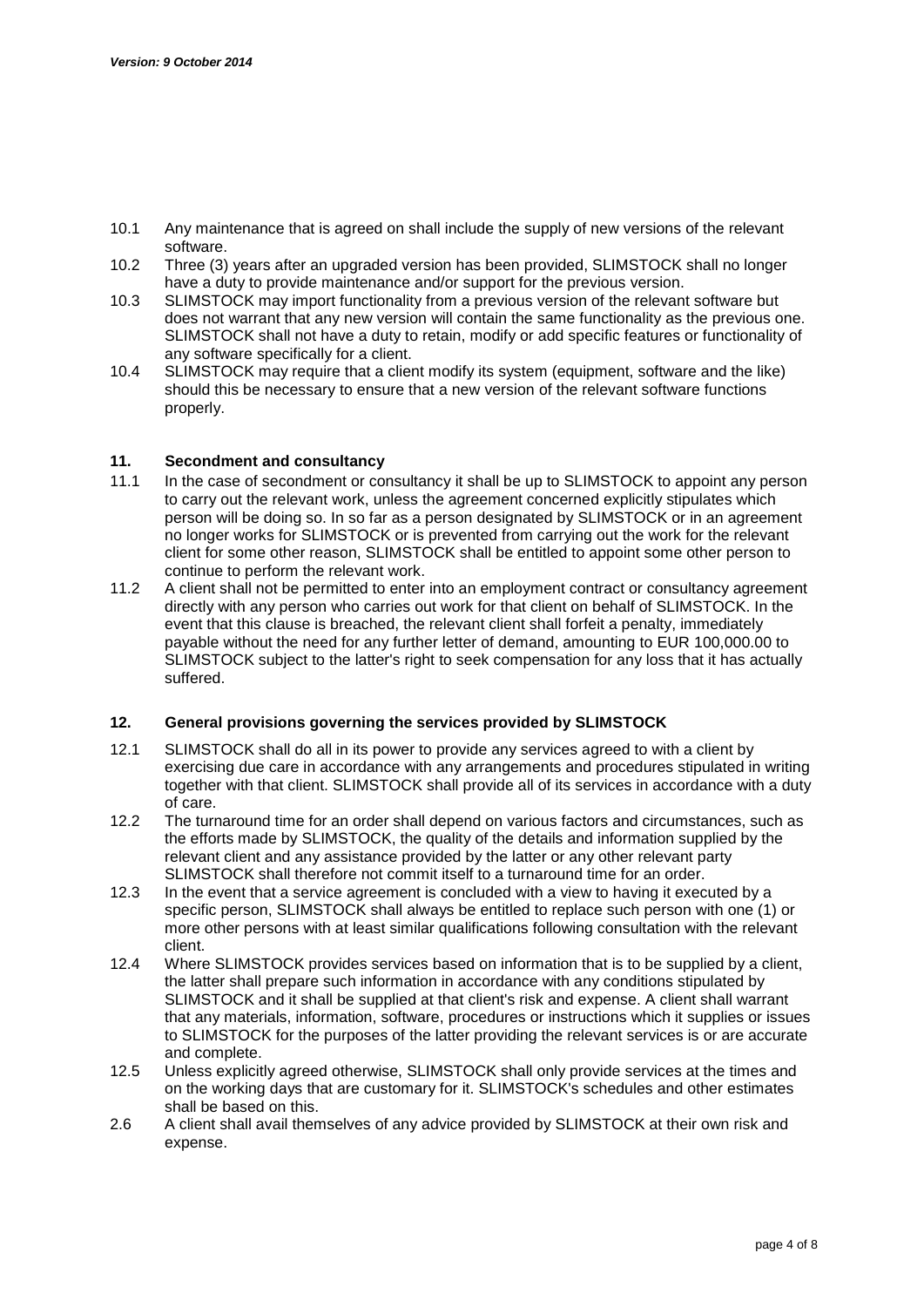10.1 Any maintenance that is agreed on shall include the supply of new versions of the relevant software.

10.2 Three (3) years after an upgraded version has been provided, SLIMSTOCK shall no longer have a duty to provide maintenance and/or support for the previous version.

10.3 SLIMSTOCK may import functionality from a previous version of the relevant software but does not warrant that any new version will contain the same functionality as the previous one. SLIMSTOCK shall not have a duty to retain, modify or add specific features or functionality of any software specifically for a client.

10.4 SLIMSTOCK may require that a client modify its system (equipment, software and the like) should this be necessary to ensure that a new version of the relevant software functions properly.

## 11. Secondment and consultancy

11.1 In the case of secondment or consultancy it shall be up to SLIMSTOCK to appoint any person to carry out the relevant work, unless the agreement concerned explicitly stipulates which person will be doing so. In so far as a person designated by SLIMSTOCK or in an agreement no longer works for SLIMSTOCK or is prevented from carrying out the work for the relevant client for some other reason, SLIMSTOCK shall be entitled to appoint some other person to continue to perform the relevant work.

11.2 A client shall not be permitted to enter into an employment contract or consultancy agreement directly with any person who carries out work for that client on behalf of SLIMSTOCK. In the event that this clause is breached, the relevant client shall forfeit a penalty, immediately payable without the need for any further letter of demand, amounting to EUR 100,000.00 to SLIMSTOCK subject to the latter's right to seek compensation for any loss that it has actually suffered.

## 12. General provisions governing the services provided by SLIMSTOCK

12.1 SLIMSTOCK shall do all in its power to provide any services agreed to with a client by exercising due care in accordance with any arrangements and procedures stipulated in writing together with that client. SLIMSTOCK shall provide all of its services in accordance with a duty of care.

12.2 The turnaround time for an order shall depend on various factors and circumstances, such as the efforts made by SLIMSTOCK, the quality of the details and information supplied by the relevant client and any assistance provided by the latter or any other relevant party SLIMSTOCK shall therefore not commit itself to a turnaround time for an order.

12.3 In the event that a service agreement is concluded with a view to having it executed by a specific person, SLIMSTOCK shall always be entitled to replace such person with one (1) or more other persons with at least similar qualifications following consultation with the relevant client.

12.4 Where SLIMSTOCK provides services based on information that is to be supplied by a client, the latter shall prepare such information in accordance with any conditions stipulated by SLIMSTOCK and it shall be supplied at that client's risk and expense. A client shall warrant that any materials, information, software, procedures or instructions which it supplies or issues to SLIMSTOCK for the purposes of the latter providing the relevant services is or are accurate and complete.

12.5 Unless explicitly agreed otherwise, SLIMSTOCK shall only provide services at the times and on the working days that are customary for it. SLIMSTOCK's schedules and other estimates shall be based on this.

2.6 A client shall avail themselves of any advice provided by SLIMSTOCK at their own risk and expense.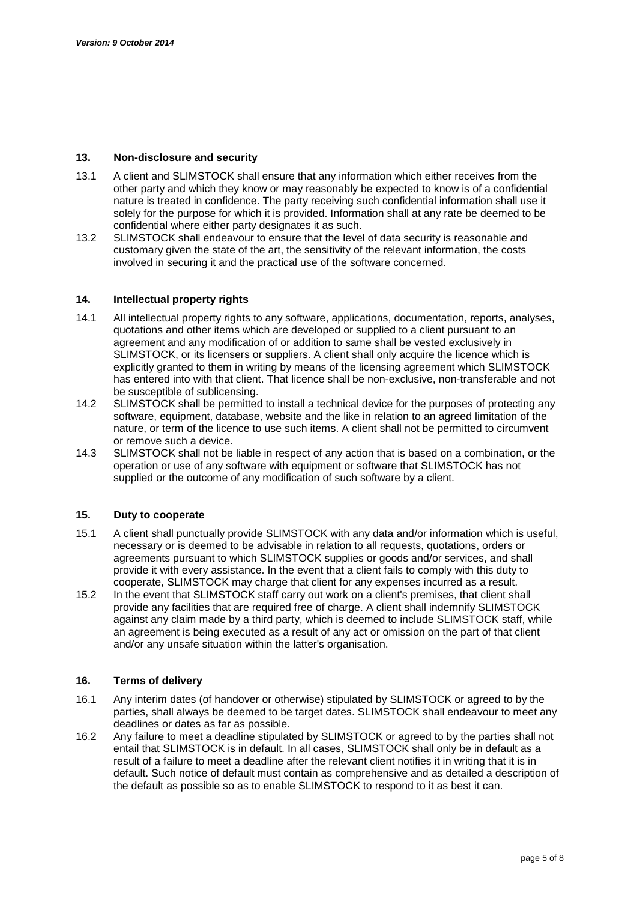## 13. Non-disclosure and security

13.1 A client and SLIMSTOCK shall ensure that any information which either receives from the other party and which they know or may reasonably be expected to know is of a confidential nature is treated in confidence. The party receiving such confidential information shall use it solely for the purpose for which it is provided. Information shall at any rate be deemed to be confidential where either party designates it as such.

13.2 SLIMSTOCK shall endeavour to ensure that the level of data security is reasonable and customary given the state of the art, the sensitivity of the relevant information, the costs involved in securing it and the practical use of the software concerned.

## 14. Intellectual property rights

14.1 All intellectual property rights to any software, applications, documentation, reports, analyses, quotations and other items which are developed or supplied to a client pursuant to an agreement and any modification of or addition to same shall be vested exclusively in SLIMSTOCK, or its licensers or suppliers. A client shall only acquire the licence which is explicitly granted to them in writing by means of the licensing agreement which SLIMSTOCK has entered into with that client. That licence shall be non-exclusive, non-transferable and not be susceptible of sublicensing.

14.2 SLIMSTOCK shall be permitted to install a technical device for the purposes of protecting any software, equipment, database, website and the like in relation to an agreed limitation of the nature, or term of the licence to use such items. A client shall not be permitted to circumvent or remove such a device.

14.3 SLIMSTOCK shall not be liable in respect of any action that is based on a combination, or the operation or use of any software with equipment or software that SLIMSTOCK has not supplied or the outcome of any modification of such software by a client.

## 15. Duty to cooperate

15.1 A client shall punctually provide SLIMSTOCK with any data and/or information which is useful, necessary or is deemed to be advisable in relation to all requests, quotations, orders or agreements pursuant to which SLIMSTOCK supplies or goods and/or services, and shall provide it with every assistance. In the event that a client fails to comply with this duty to cooperate, SLIMSTOCK may charge that client for any expenses incurred as a result.

15.2 In the event that SLIMSTOCK staff carry out work on a client's premises, that client shall provide any facilities that are required free of charge. A client shall indemnify SLIMSTOCK against any claim made by a third party, which is deemed to include SLIMSTOCK staff, while an agreement is being executed as a result of any act or omission on the part of that client and/or any unsafe situation within the latter's organisation.

## 16. Terms of delivery

16.1 Any interim dates (of handover or otherwise) stipulated by SLIMSTOCK or agreed to by the parties, shall always be deemed to be target dates. SLIMSTOCK shall endeavour to meet any deadlines or dates as far as possible.

16.2 Any failure to meet a deadline stipulated by SLIMSTOCK or agreed to by the parties shall not entail that SLIMSTOCK is in default. In all cases, SLIMSTOCK shall only be in default as a result of a failure to meet a deadline after the relevant client notifies it in writing that it is in default. Such notice of default must contain as comprehensive and as detailed a description of the default as possible so as to enable SLIMSTOCK to respond to it as best it can.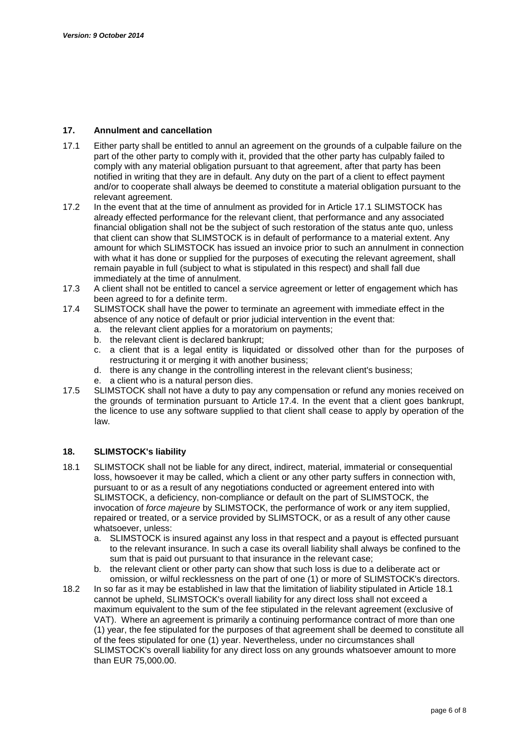## 17. Annulment and cancellation

17.1 Either party shall be entitled to annul an agreement on the grounds of a culpable failure on the part of the other party to comply with it, provided that the other party has culpably failed to comply with any material obligation pursuant to that agreement, after that party has been notified in writing that they are in default. Any duty on the part of a client to effect payment and/or to cooperate shall always be deemed to constitute a material obligation pursuant to the relevant agreement.

17.2 In the event that at the time of annulment as provided for in Article 17.1 SLIMSTOCK has already effected performance for the relevant client, that performance and any associated financial obligation shall not be the subject of such restoration of the status ante quo, unless that client can show that SLIMSTOCK is in default of performance to a material extent. Any amount for which SLIMSTOCK has issued an invoice prior to such an annulment in connection with what it has done or supplied for the purposes of executing the relevant agreement, shall remain payable in full (subject to what is stipulated in this respect) and shall fall due immediately at the time of annulment.

17.3 A client shall not be entitled to cancel a service agreement or letter of engagement which has been agreed to for a definite term.

17.4 SLIMSTOCK shall have the power to terminate an agreement with immediate effect in the absence of any notice of default or prior judicial intervention in the event that:

a. the relevant client applies for a moratorium on payments;
b. the relevant client is declared bankrupt;
c. a client that is a legal entity is liquidated or dissolved other than for the purposes of restructuring it or merging it with another business;
d. there is any change in the controlling interest in the relevant client's business;
e. a client who is a natural person dies.

17.5 SLIMSTOCK shall not have a duty to pay any compensation or refund any monies received on the grounds of termination pursuant to Article 17.4. In the event that a client goes bankrupt, the licence to use any software supplied to that client shall cease to apply by operation of the law.

## 18. SLIMSTOCK's liability

18.1 SLIMSTOCK shall not be liable for any direct, indirect, material, immaterial or consequential loss, howsoever it may be called, which a client or any other party suffers in connection with, pursuant to or as a result of any negotiations conducted or agreement entered into with SLIMSTOCK, a deficiency, non-compliance or default on the part of SLIMSTOCK, the invocation of *force majeure* by SLIMSTOCK, the performance of work or any item supplied, repaired or treated, or a service provided by SLIMSTOCK, or as a result of any other cause whatsoever, unless:

a. SLIMSTOCK is insured against any loss in that respect and a payout is effected pursuant to the relevant insurance. In such a case its overall liability shall always be confined to the sum that is paid out pursuant to that insurance in the relevant case;
b. the relevant client or other party can show that such loss is due to a deliberate act or omission, or wilful recklessness on the part of one (1) or more of SLIMSTOCK's directors.

18.2 In so far as it may be established in law that the limitation of liability stipulated in Article 18.1 cannot be upheld, SLIMSTOCK's overall liability for any direct loss shall not exceed a maximum equivalent to the sum of the fee stipulated in the relevant agreement (exclusive of VAT). Where an agreement is primarily a continuing performance contract of more than one (1) year, the fee stipulated for the purposes of that agreement shall be deemed to constitute all of the fees stipulated for one (1) year. Nevertheless, under no circumstances shall SLIMSTOCK's overall liability for any direct loss on any grounds whatsoever amount to more than EUR 75,000.00.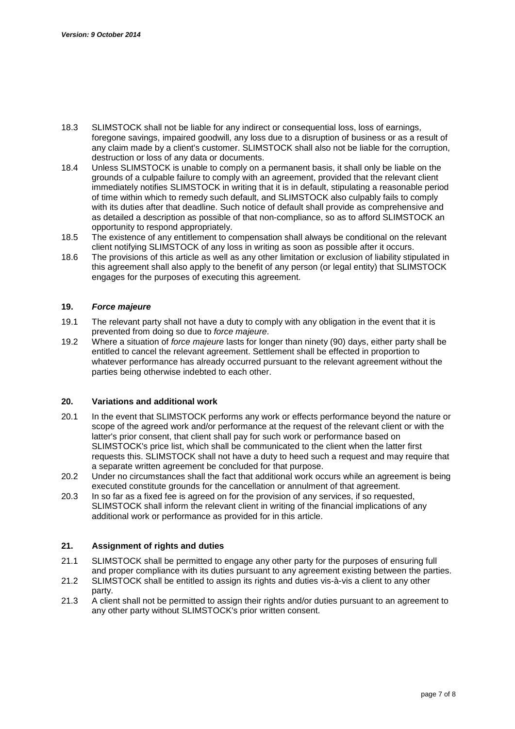18.3 SLIMSTOCK shall not be liable for any indirect or consequential loss, loss of earnings, foregone savings, impaired goodwill, any loss due to a disruption of business or as a result of any claim made by a client's customer. SLIMSTOCK shall also not be liable for the corruption, destruction or loss of any data or documents.

18.4 Unless SLIMSTOCK is unable to comply on a permanent basis, it shall only be liable on the grounds of a culpable failure to comply with an agreement, provided that the relevant client immediately notifies SLIMSTOCK in writing that it is in default, stipulating a reasonable period of time within which to remedy such default, and SLIMSTOCK also culpably fails to comply with its duties after that deadline. Such notice of default shall provide as comprehensive and as detailed a description as possible of that non-compliance, so as to afford SLIMSTOCK an opportunity to respond appropriately.

18.5 The existence of any entitlement to compensation shall always be conditional on the relevant client notifying SLIMSTOCK of any loss in writing as soon as possible after it occurs.

18.6 The provisions of this article as well as any other limitation or exclusion of liability stipulated in this agreement shall also apply to the benefit of any person (or legal entity) that SLIMSTOCK engages for the purposes of executing this agreement.

## 19. *Force majeure*

19.1 The relevant party shall not have a duty to comply with any obligation in the event that it is prevented from doing so due to *force majeure*.

19.2 Where a situation of *force majeure* lasts for longer than ninety (90) days, either party shall be entitled to cancel the relevant agreement. Settlement shall be effected in proportion to whatever performance has already occurred pursuant to the relevant agreement without the parties being otherwise indebted to each other.

## 20. Variations and additional work

20.1 In the event that SLIMSTOCK performs any work or effects performance beyond the nature or scope of the agreed work and/or performance at the request of the relevant client or with the latter's prior consent, that client shall pay for such work or performance based on SLIMSTOCK's price list, which shall be communicated to the client when the latter first requests this. SLIMSTOCK shall not have a duty to heed such a request and may require that a separate written agreement be concluded for that purpose.

20.2 Under no circumstances shall the fact that additional work occurs while an agreement is being executed constitute grounds for the cancellation or annulment of that agreement.

20.3 In so far as a fixed fee is agreed on for the provision of any services, if so requested, SLIMSTOCK shall inform the relevant client in writing of the financial implications of any additional work or performance as provided for in this article.

## 21. Assignment of rights and duties

21.1 SLIMSTOCK shall be permitted to engage any other party for the purposes of ensuring full and proper compliance with its duties pursuant to any agreement existing between the parties.

21.2 SLIMSTOCK shall be entitled to assign its rights and duties vis-à-vis a client to any other party.

21.3 A client shall not be permitted to assign their rights and/or duties pursuant to an agreement to any other party without SLIMSTOCK's prior written consent.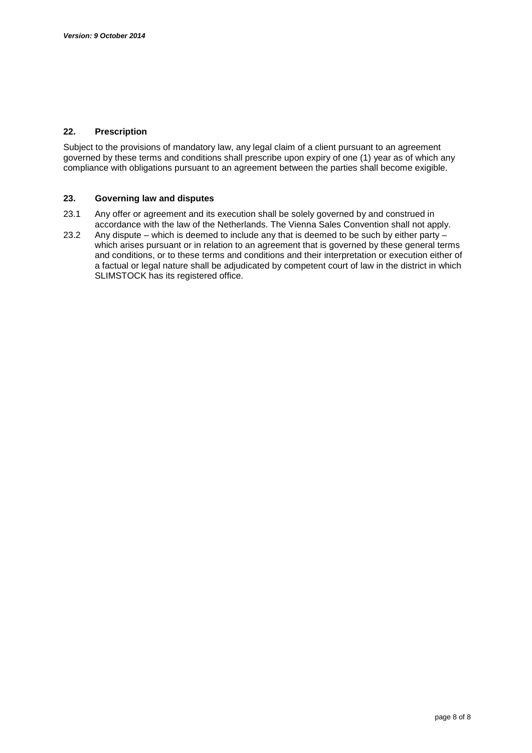## 22. Prescription

Subject to the provisions of mandatory law, any legal claim of a client pursuant to an agreement governed by these terms and conditions shall prescribe upon expiry of one (1) year as of which any compliance with obligations pursuant to an agreement between the parties shall become exigible.

## 23. Governing law and disputes

23.1 Any offer or agreement and its execution shall be solely governed by and construed in accordance with the law of the Netherlands. The Vienna Sales Convention shall not apply.

23.2 Any dispute – which is deemed to include any that is deemed to be such by either party – which arises pursuant or in relation to an agreement that is governed by these general terms and conditions, or to these terms and conditions and their interpretation or execution either of a factual or legal nature shall be adjudicated by competent court of law in the district in which SLIMSTOCK has its registered office.